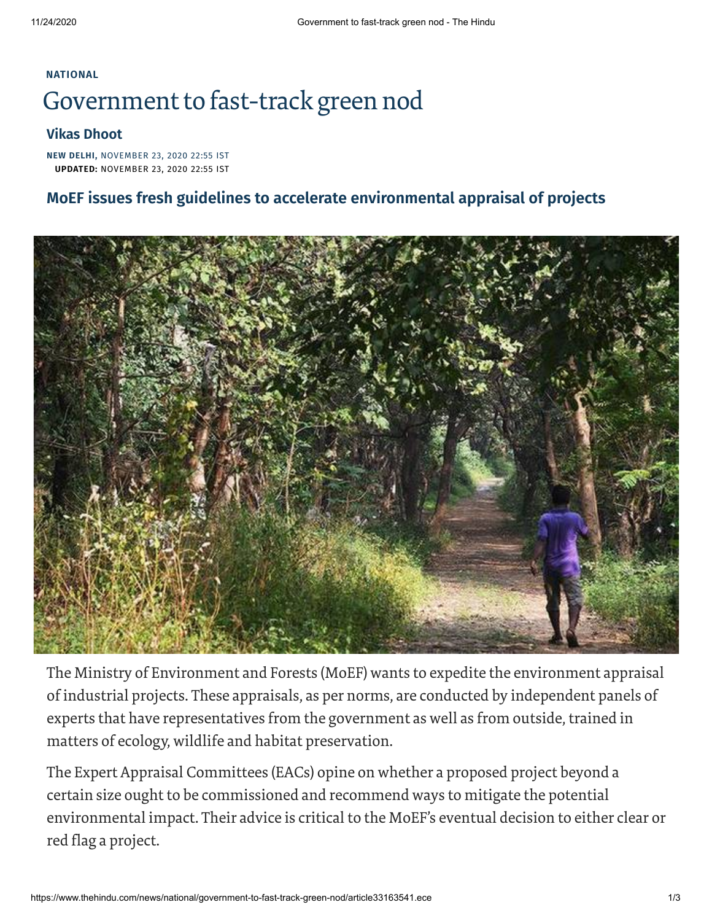NATIONAL

# Government to fast-track green nod

**Vikas Dhoot**

**NEW DELHI,** NOVEMBER 23, 2020 22:55 IST
**UPDATED:** NOVEMBER 23, 2020 22:55 IST

## MoEF issues fresh guidelines to accelerate environmental appraisal of projects

The Ministry of Environment and Forests (MoEF) wants to expedite the environment appraisal of industrial projects. These appraisals, as per norms, are conducted by independent panels of experts that have representatives from the government as well as from outside, trained in matters of ecology, wildlife and habitat preservation.

The Expert Appraisal Committees (EACs) opine on whether a proposed project beyond a certain size ought to be commissioned and recommend ways to mitigate the potential environmental impact. Their advice is critical to the MoEF's eventual decision to either clear or red flag a project.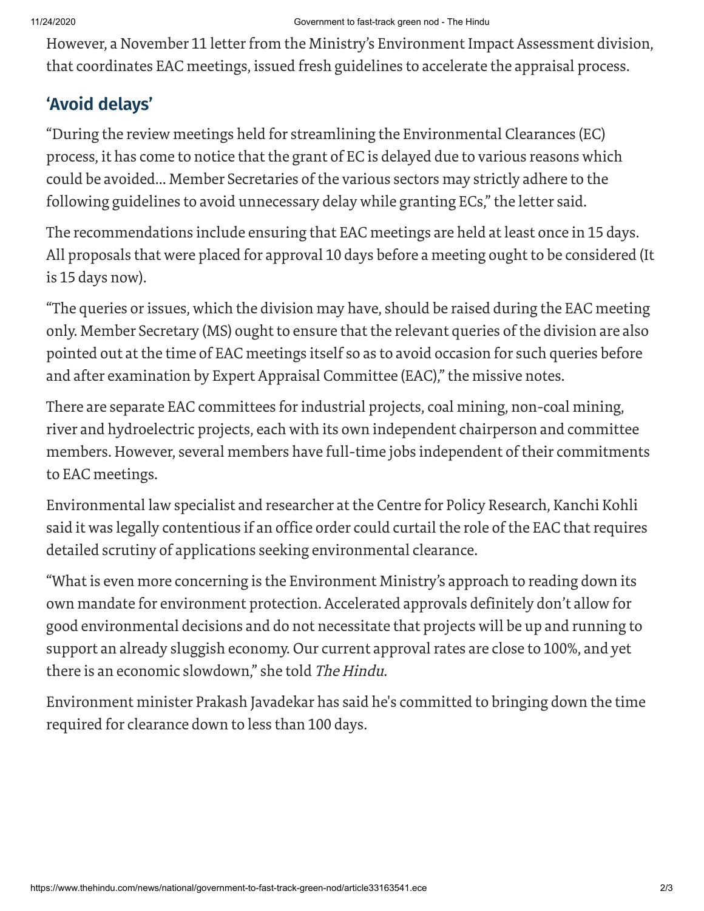However, a November 11 letter from the Ministry's Environment Impact Assessment division, that coordinates EAC meetings, issued fresh guidelines to accelerate the appraisal process.

## 'Avoid delays'

"During the review meetings held for streamlining the Environmental Clearances (EC) process, it has come to notice that the grant of EC is delayed due to various reasons which could be avoided... Member Secretaries of the various sectors may strictly adhere to the following guidelines to avoid unnecessary delay while granting ECs," the letter said.

The recommendations include ensuring that EAC meetings are held at least once in 15 days. All proposals that were placed for approval 10 days before a meeting ought to be considered (It is 15 days now).

"The queries or issues, which the division may have, should be raised during the EAC meeting only. Member Secretary (MS) ought to ensure that the relevant queries of the division are also pointed out at the time of EAC meetings itself so as to avoid occasion for such queries before and after examination by Expert Appraisal Committee (EAC)," the missive notes.

There are separate EAC committees for industrial projects, coal mining, non-coal mining, river and hydroelectric projects, each with its own independent chairperson and committee members. However, several members have full-time jobs independent of their commitments to EAC meetings.

Environmental law specialist and researcher at the Centre for Policy Research, Kanchi Kohli said it was legally contentious if an office order could curtail the role of the EAC that requires detailed scrutiny of applications seeking environmental clearance.

"What is even more concerning is the Environment Ministry's approach to reading down its own mandate for environment protection. Accelerated approvals definitely don't allow for good environmental decisions and do not necessitate that projects will be up and running to support an already sluggish economy. Our current approval rates are close to 100%, and yet there is an economic slowdown," she told *The Hindu*.

Environment minister Prakash Javadekar has said he's committed to bringing down the time required for clearance down to less than 100 days.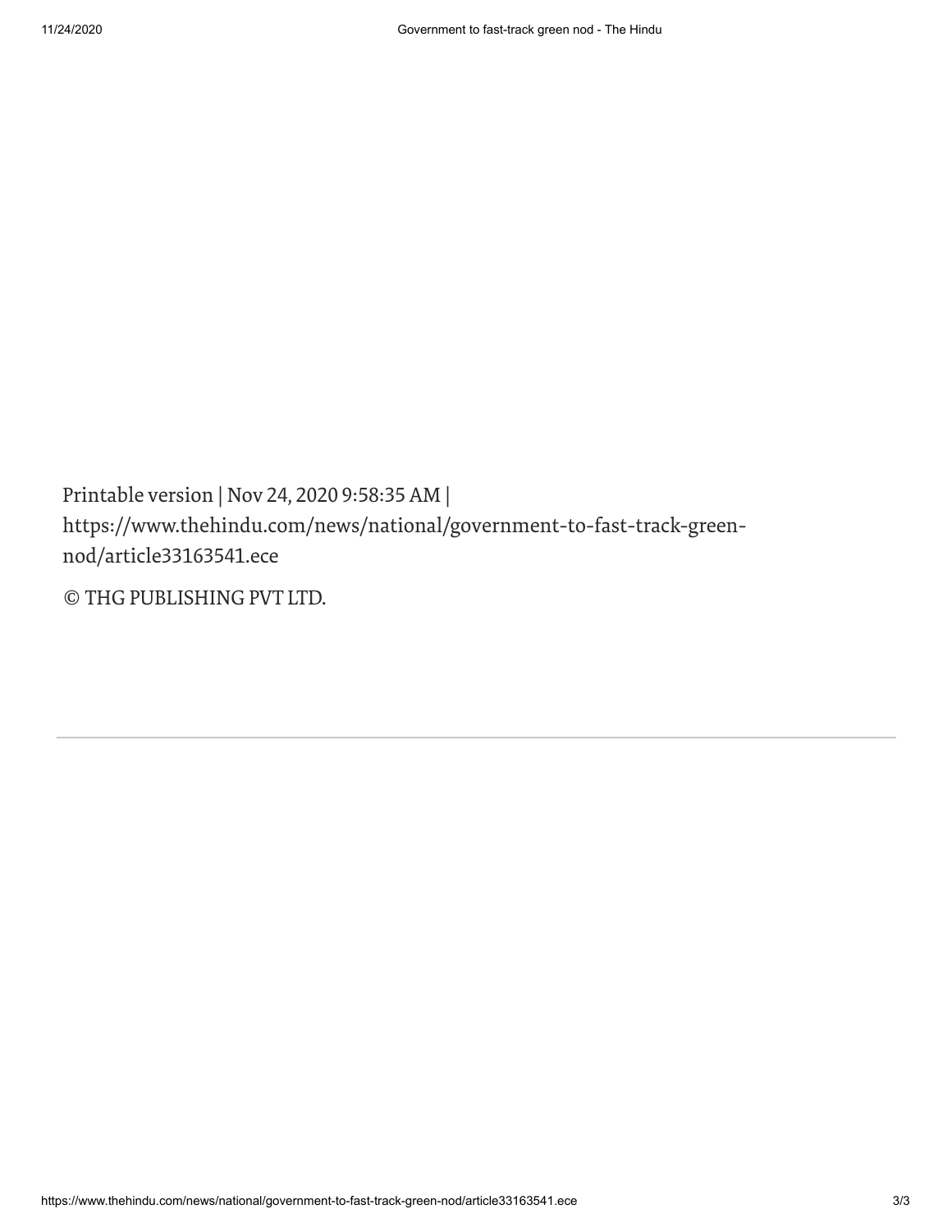Printable version | Nov 24, 2020 9:58:35 AM | https://www.thehindu.com/news/national/government-to-fast-track-green-nod/article33163541.ece

© THG PUBLISHING PVT LTD.